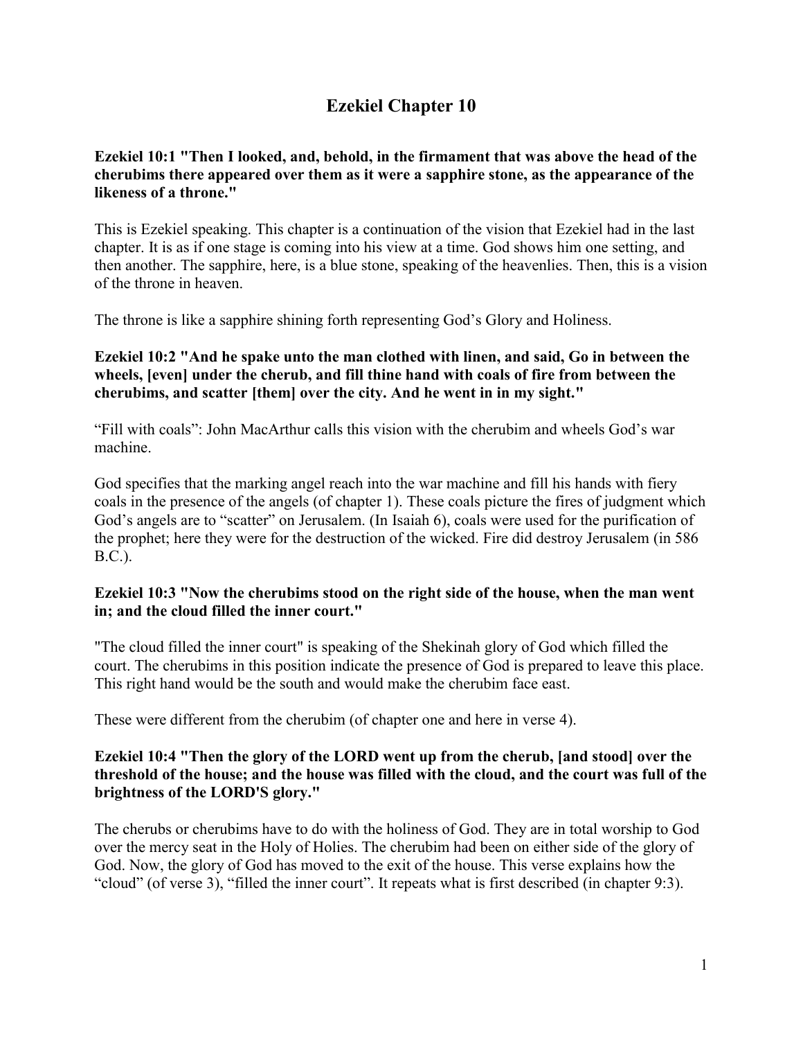# Ezekiel Chapter 10

**Ezekiel 10:1 "Then I looked, and, behold, in the firmament that was above the head of the cherubims there appeared over them as it were a sapphire stone, as the appearance of the likeness of a throne."**

This is Ezekiel speaking. This chapter is a continuation of the vision that Ezekiel had in the last chapter. It is as if one stage is coming into his view at a time. God shows him one setting, and then another. The sapphire, here, is a blue stone, speaking of the heavenlies. Then, this is a vision of the throne in heaven.

The throne is like a sapphire shining forth representing God's Glory and Holiness.

**Ezekiel 10:2 "And he spake unto the man clothed with linen, and said, Go in between the wheels, [even] under the cherub, and fill thine hand with coals of fire from between the cherubims, and scatter [them] over the city. And he went in in my sight."**

"Fill with coals": John MacArthur calls this vision with the cherubim and wheels God's war machine.

God specifies that the marking angel reach into the war machine and fill his hands with fiery coals in the presence of the angels (of chapter 1). These coals picture the fires of judgment which God's angels are to "scatter" on Jerusalem. (In Isaiah 6), coals were used for the purification of the prophet; here they were for the destruction of the wicked. Fire did destroy Jerusalem (in 586 B.C.).

**Ezekiel 10:3 "Now the cherubims stood on the right side of the house, when the man went in; and the cloud filled the inner court."**

"The cloud filled the inner court" is speaking of the Shekinah glory of God which filled the court. The cherubims in this position indicate the presence of God is prepared to leave this place. This right hand would be the south and would make the cherubim face east.

These were different from the cherubim (of chapter one and here in verse 4).

**Ezekiel 10:4 "Then the glory of the LORD went up from the cherub, [and stood] over the threshold of the house; and the house was filled with the cloud, and the court was full of the brightness of the LORD'S glory."**

The cherubs or cherubims have to do with the holiness of God. They are in total worship to God over the mercy seat in the Holy of Holies. The cherubim had been on either side of the glory of God. Now, the glory of God has moved to the exit of the house. This verse explains how the "cloud" (of verse 3), "filled the inner court". It repeats what is first described (in chapter 9:3).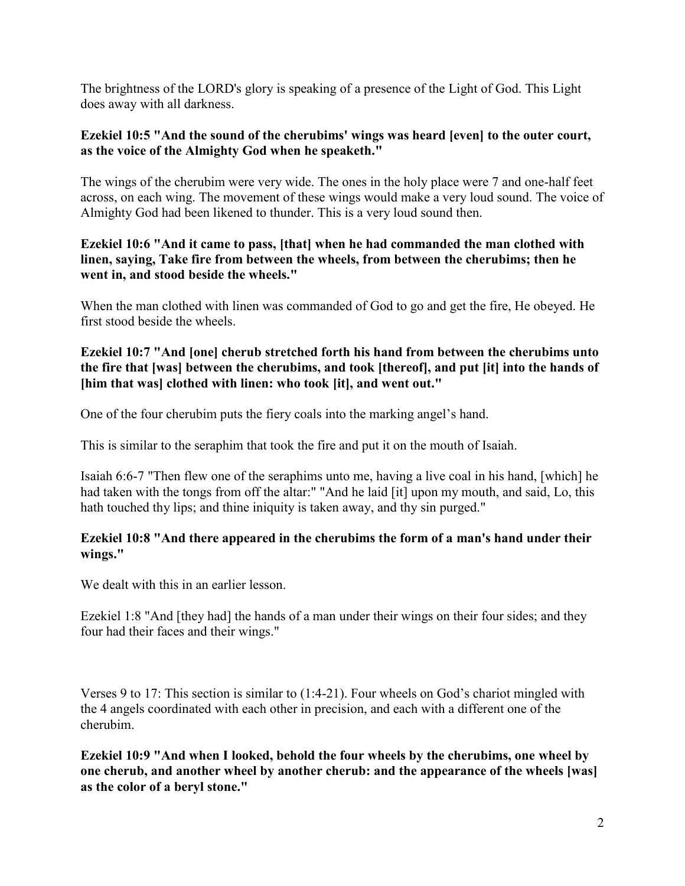The brightness of the LORD's glory is speaking of a presence of the Light of God. This Light does away with all darkness.

**Ezekiel 10:5 "And the sound of the cherubims' wings was heard [even] to the outer court, as the voice of the Almighty God when he speaketh."**

The wings of the cherubim were very wide. The ones in the holy place were 7 and one-half feet across, on each wing. The movement of these wings would make a very loud sound. The voice of Almighty God had been likened to thunder. This is a very loud sound then.

**Ezekiel 10:6 "And it came to pass, [that] when he had commanded the man clothed with linen, saying, Take fire from between the wheels, from between the cherubims; then he went in, and stood beside the wheels."**

When the man clothed with linen was commanded of God to go and get the fire, He obeyed. He first stood beside the wheels.

**Ezekiel 10:7 "And [one] cherub stretched forth his hand from between the cherubims unto the fire that [was] between the cherubims, and took [thereof], and put [it] into the hands of [him that was] clothed with linen: who took [it], and went out."**

One of the four cherubim puts the fiery coals into the marking angel's hand.

This is similar to the seraphim that took the fire and put it on the mouth of Isaiah.

Isaiah 6:6-7 "Then flew one of the seraphims unto me, having a live coal in his hand, [which] he had taken with the tongs from off the altar:" "And he laid [it] upon my mouth, and said, Lo, this hath touched thy lips; and thine iniquity is taken away, and thy sin purged."

**Ezekiel 10:8 "And there appeared in the cherubims the form of a man's hand under their wings."**

We dealt with this in an earlier lesson.

Ezekiel 1:8 "And [they had] the hands of a man under their wings on their four sides; and they four had their faces and their wings."

Verses 9 to 17: This section is similar to (1:4-21). Four wheels on God's chariot mingled with the 4 angels coordinated with each other in precision, and each with a different one of the cherubim.

**Ezekiel 10:9 "And when I looked, behold the four wheels by the cherubims, one wheel by one cherub, and another wheel by another cherub: and the appearance of the wheels [was] as the color of a beryl stone."**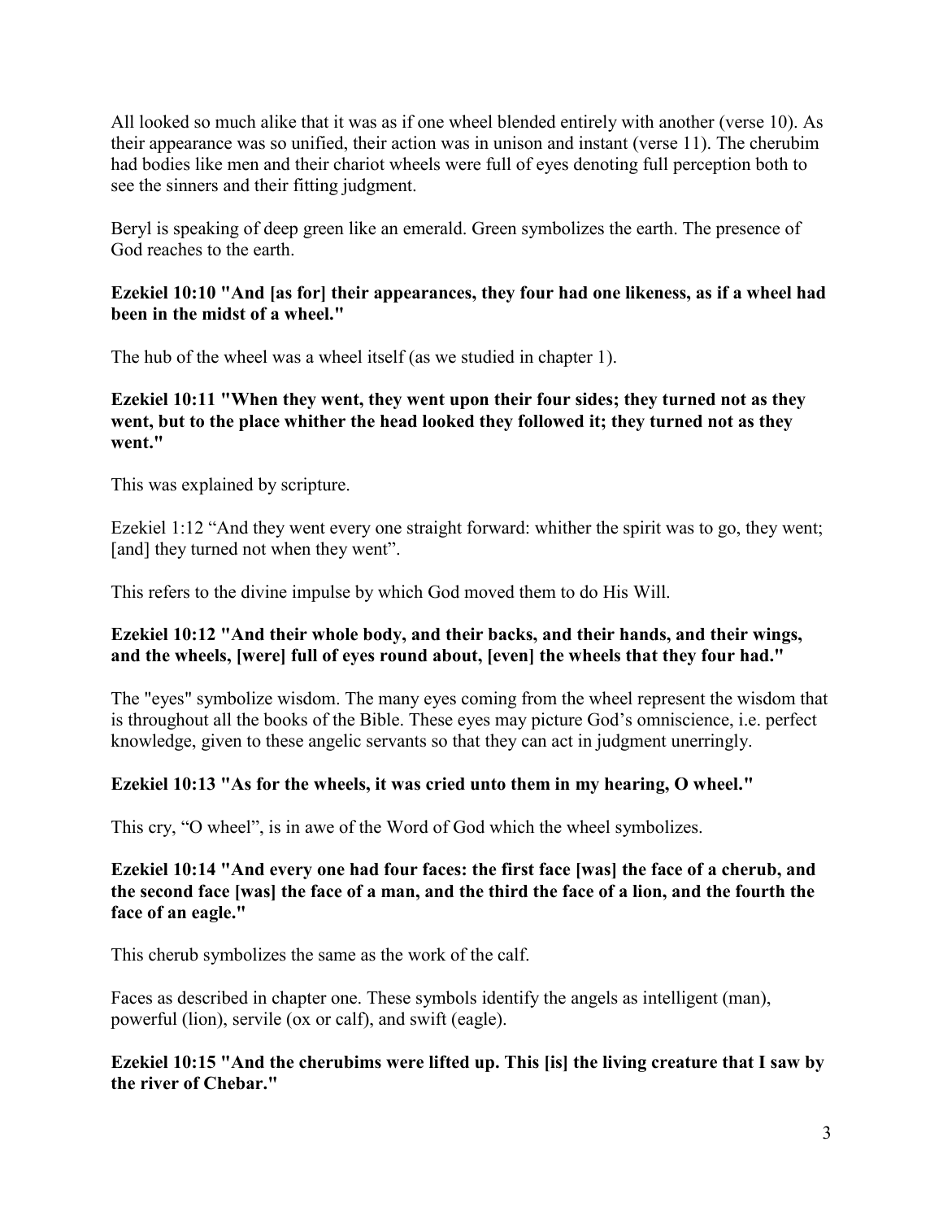All looked so much alike that it was as if one wheel blended entirely with another (verse 10). As their appearance was so unified, their action was in unison and instant (verse 11). The cherubim had bodies like men and their chariot wheels were full of eyes denoting full perception both to see the sinners and their fitting judgment.

Beryl is speaking of deep green like an emerald. Green symbolizes the earth. The presence of God reaches to the earth.

**Ezekiel 10:10 "And [as for] their appearances, they four had one likeness, as if a wheel had been in the midst of a wheel."**

The hub of the wheel was a wheel itself (as we studied in chapter 1).

**Ezekiel 10:11 "When they went, they went upon their four sides; they turned not as they went, but to the place whither the head looked they followed it; they turned not as they went."**

This was explained by scripture.

Ezekiel 1:12 "And they went every one straight forward: whither the spirit was to go, they went; [and] they turned not when they went".

This refers to the divine impulse by which God moved them to do His Will.

**Ezekiel 10:12 "And their whole body, and their backs, and their hands, and their wings, and the wheels, [were] full of eyes round about, [even] the wheels that they four had."**

The "eyes" symbolize wisdom. The many eyes coming from the wheel represent the wisdom that is throughout all the books of the Bible. These eyes may picture God's omniscience, i.e. perfect knowledge, given to these angelic servants so that they can act in judgment unerringly.

**Ezekiel 10:13 "As for the wheels, it was cried unto them in my hearing, O wheel."**

This cry, "O wheel", is in awe of the Word of God which the wheel symbolizes.

**Ezekiel 10:14 "And every one had four faces: the first face [was] the face of a cherub, and the second face [was] the face of a man, and the third the face of a lion, and the fourth the face of an eagle."**

This cherub symbolizes the same as the work of the calf.

Faces as described in chapter one. These symbols identify the angels as intelligent (man), powerful (lion), servile (ox or calf), and swift (eagle).

**Ezekiel 10:15 "And the cherubims were lifted up. This [is] the living creature that I saw by the river of Chebar."**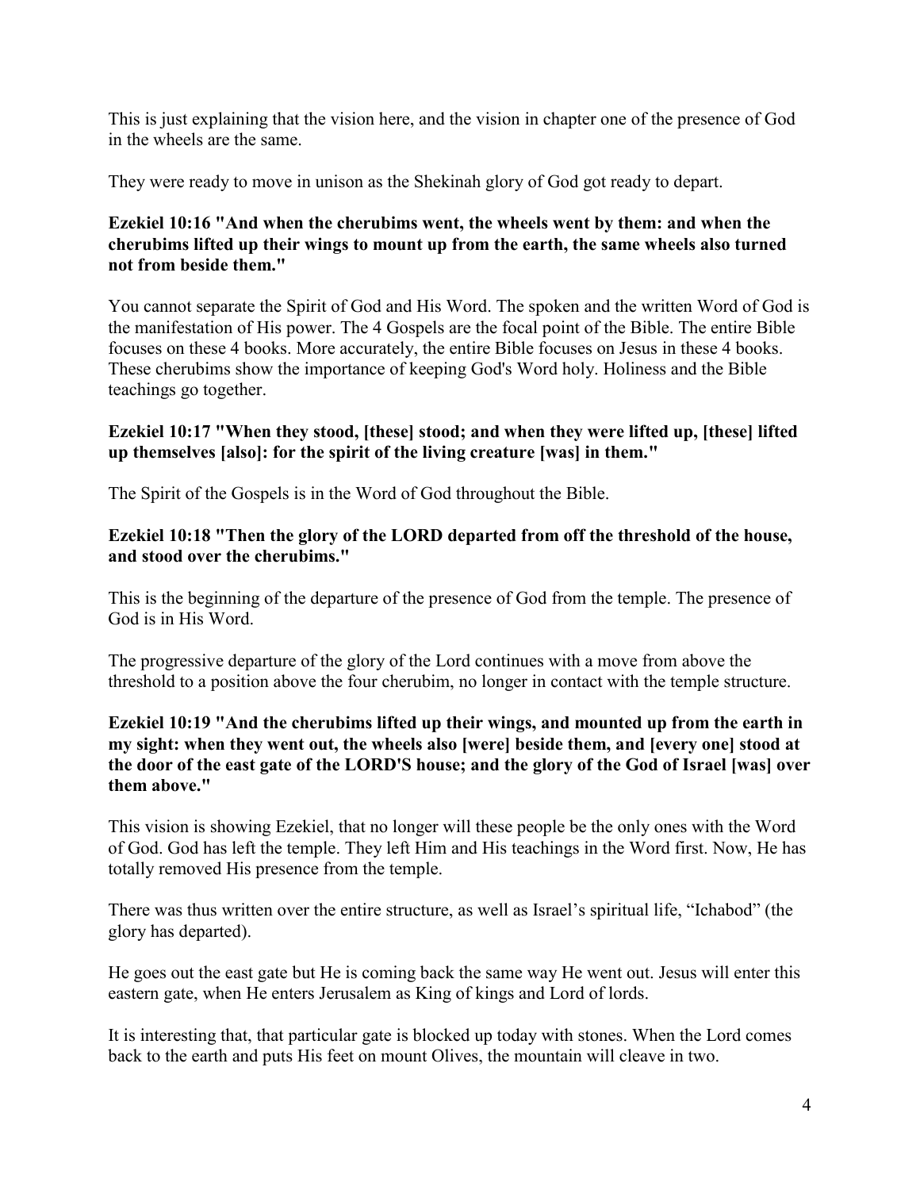This is just explaining that the vision here, and the vision in chapter one of the presence of God in the wheels are the same.

They were ready to move in unison as the Shekinah glory of God got ready to depart.

**Ezekiel 10:16 "And when the cherubims went, the wheels went by them: and when the cherubims lifted up their wings to mount up from the earth, the same wheels also turned not from beside them."**

You cannot separate the Spirit of God and His Word. The spoken and the written Word of God is the manifestation of His power. The 4 Gospels are the focal point of the Bible. The entire Bible focuses on these 4 books. More accurately, the entire Bible focuses on Jesus in these 4 books. These cherubims show the importance of keeping God's Word holy. Holiness and the Bible teachings go together.

**Ezekiel 10:17 "When they stood, [these] stood; and when they were lifted up, [these] lifted up themselves [also]: for the spirit of the living creature [was] in them."**

The Spirit of the Gospels is in the Word of God throughout the Bible.

**Ezekiel 10:18 "Then the glory of the LORD departed from off the threshold of the house, and stood over the cherubims."**

This is the beginning of the departure of the presence of God from the temple. The presence of God is in His Word.

The progressive departure of the glory of the Lord continues with a move from above the threshold to a position above the four cherubim, no longer in contact with the temple structure.

**Ezekiel 10:19 "And the cherubims lifted up their wings, and mounted up from the earth in my sight: when they went out, the wheels also [were] beside them, and [every one] stood at the door of the east gate of the LORD'S house; and the glory of the God of Israel [was] over them above."**

This vision is showing Ezekiel, that no longer will these people be the only ones with the Word of God. God has left the temple. They left Him and His teachings in the Word first. Now, He has totally removed His presence from the temple.

There was thus written over the entire structure, as well as Israel's spiritual life, "Ichabod" (the glory has departed).

He goes out the east gate but He is coming back the same way He went out. Jesus will enter this eastern gate, when He enters Jerusalem as King of kings and Lord of lords.

It is interesting that, that particular gate is blocked up today with stones. When the Lord comes back to the earth and puts His feet on mount Olives, the mountain will cleave in two.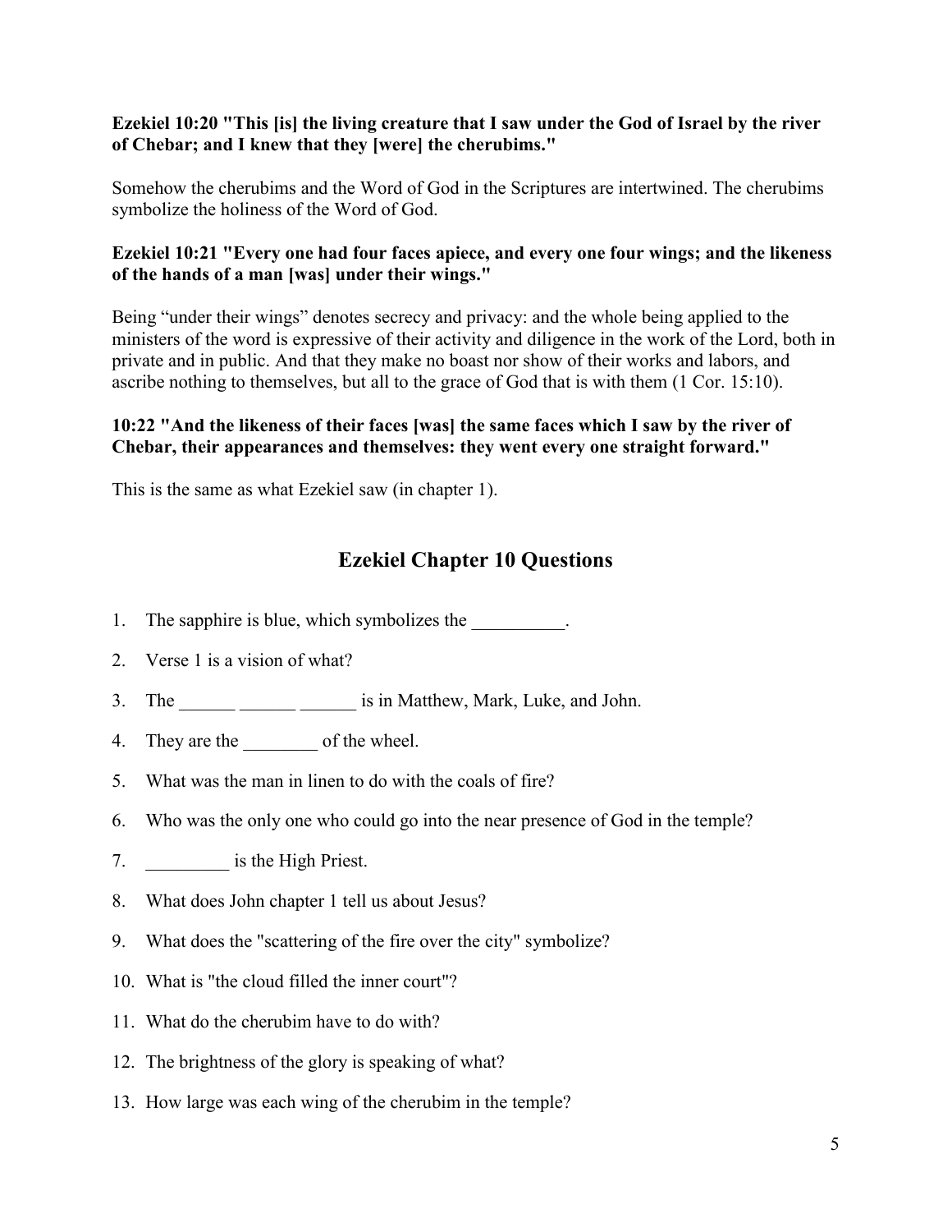**Ezekiel 10:20 "This [is] the living creature that I saw under the God of Israel by the river of Chebar; and I knew that they [were] the cherubims."**

Somehow the cherubims and the Word of God in the Scriptures are intertwined. The cherubims symbolize the holiness of the Word of God.

**Ezekiel 10:21 "Every one had four faces apiece, and every one four wings; and the likeness of the hands of a man [was] under their wings."**

Being "under their wings" denotes secrecy and privacy: and the whole being applied to the ministers of the word is expressive of their activity and diligence in the work of the Lord, both in private and in public. And that they make no boast nor show of their works and labors, and ascribe nothing to themselves, but all to the grace of God that is with them (1 Cor. 15:10).

**10:22 "And the likeness of their faces [was] the same faces which I saw by the river of Chebar, their appearances and themselves: they went every one straight forward."**

This is the same as what Ezekiel saw (in chapter 1).

## Ezekiel Chapter 10 Questions

1. The sapphire is blue, which symbolizes the __________.
2. Verse 1 is a vision of what?
3. The ______ ______ ______ is in Matthew, Mark, Luke, and John.
4. They are the ________ of the wheel.
5. What was the man in linen to do with the coals of fire?
6. Who was the only one who could go into the near presence of God in the temple?
7. _________ is the High Priest.
8. What does John chapter 1 tell us about Jesus?
9. What does the "scattering of the fire over the city" symbolize?
10. What is "the cloud filled the inner court"?
11. What do the cherubim have to do with?
12. The brightness of the glory is speaking of what?
13. How large was each wing of the cherubim in the temple?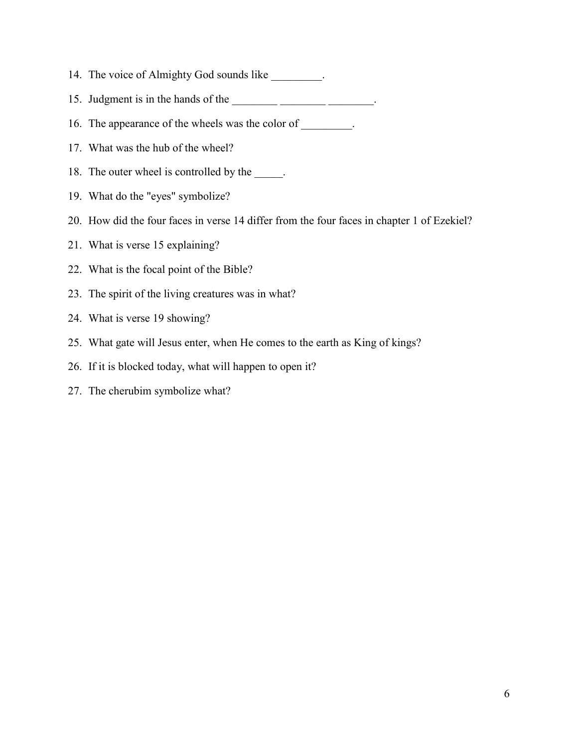14. The voice of Almighty God sounds like _________.
15. Judgment is in the hands of the ________ ________ ________.
16. The appearance of the wheels was the color of _________.
17. What was the hub of the wheel?
18. The outer wheel is controlled by the _____.
19. What do the "eyes" symbolize?
20. How did the four faces in verse 14 differ from the four faces in chapter 1 of Ezekiel?
21. What is verse 15 explaining?
22. What is the focal point of the Bible?
23. The spirit of the living creatures was in what?
24. What is verse 19 showing?
25. What gate will Jesus enter, when He comes to the earth as King of kings?
26. If it is blocked today, what will happen to open it?
27. The cherubim symbolize what?